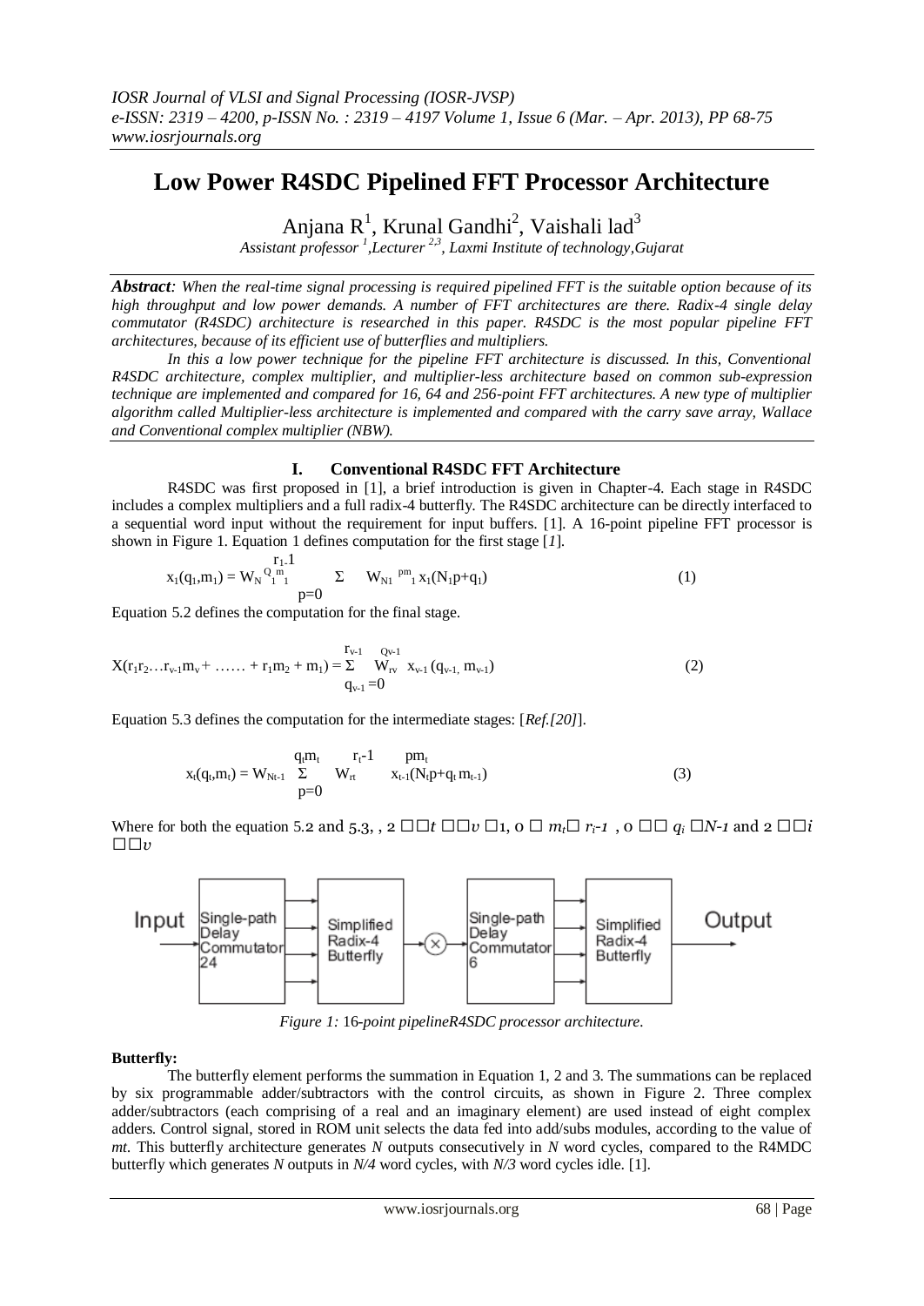# Low Power R4SDC Pipelined FFT Processor Architecture

Anjana R[1], Krunal Gandhi[2], Vaishali lad[3]

*Assistant professor [1],Lecturer [2,3], Laxmi Institute of technology,Gujarat*

***Abstract**: When the real-time signal processing is required pipelined FFT is the suitable option because of its high throughput and low power demands. A number of FFT architectures are there. Radix-4 single delay commutator (R4SDC) architecture is researched in this paper. R4SDC is the most popular pipeline FFT architectures, because of its efficient use of butterflies and multipliers.*

*In this a low power technique for the pipeline FFT architecture is discussed. In this, Conventional R4SDC architecture, complex multiplier, and multiplier-less architecture based on common sub-expression technique are implemented and compared for 16, 64 and 256-point FFT architectures. A new type of multiplier algorithm called Multiplier-less architecture is implemented and compared with the carry save array, Wallace and Conventional complex multiplier (NBW).*

## I. Conventional R4SDC FFT Architecture

R4SDC was first proposed in [1], a brief introduction is given in Chapter-4. Each stage in R4SDC includes a complex multipliers and a full radix-4 butterfly. The R4SDC architecture can be directly interfaced to a sequential word input without the requirement for input buffers. [1]. A 16-point pipeline FFT processor is shown in Figure 1. Equation 1 defines computation for the first stage [*1*].

$$x_1(q_1,m_1) = W_N^{Q_1 m_1} \sum_{p=0}^{r_1 - 1} W_{N1}^{pm_1} x_1(N_1 p + q_1) \tag{1}$$

Equation 5.2 defines the computation for the final stage.

$$X(r_1 r_2 \ldots r_{v-1} m_v + \ldots\ldots + r_1 m_2 + m_1) = \sum_{q_{v-1}=0}^{r_{v-1}} W_{rv}^{Q_{v-1}} x_{v-1}(q_{v-1}, m_{v-1}) \tag{2}$$

Equation 5.3 defines the computation for the intermediate stages: [*Ref.[20]*].

$$x_t(q_t,m_t) = W_{Nt-1}^{q_t m_t} \sum_{p=0}^{r_t - 1} W_{rt}^{pm_t} x_{t-1}(N_t p + q_t m_{t-1}) \tag{3}$$

Where for both the equation 5.2 and 5.3, , 2 □□$t$ □□$v$ □1, 0 □ $m_t$□ $r_i$*-1* , 0 □□ $q_i$ □*N-1* and 2 □□$i$ □□$v$

*Figure 1:* *16-point pipelineR4SDC processor architecture.*

**Butterfly:**

The butterfly element performs the summation in Equation 1, 2 and 3. The summations can be replaced by six programmable adder/subtractors with the control circuits, as shown in Figure 2. Three complex adder/subtractors (each comprising of a real and an imaginary element) are used instead of eight complex adders. Control signal, stored in ROM unit selects the data fed into add/subs modules, according to the value of *mt*. This butterfly architecture generates *N* outputs consecutively in *N* word cycles, compared to the R4MDC butterfly which generates *N* outputs in *N/4* word cycles, with *N/3* word cycles idle. [1].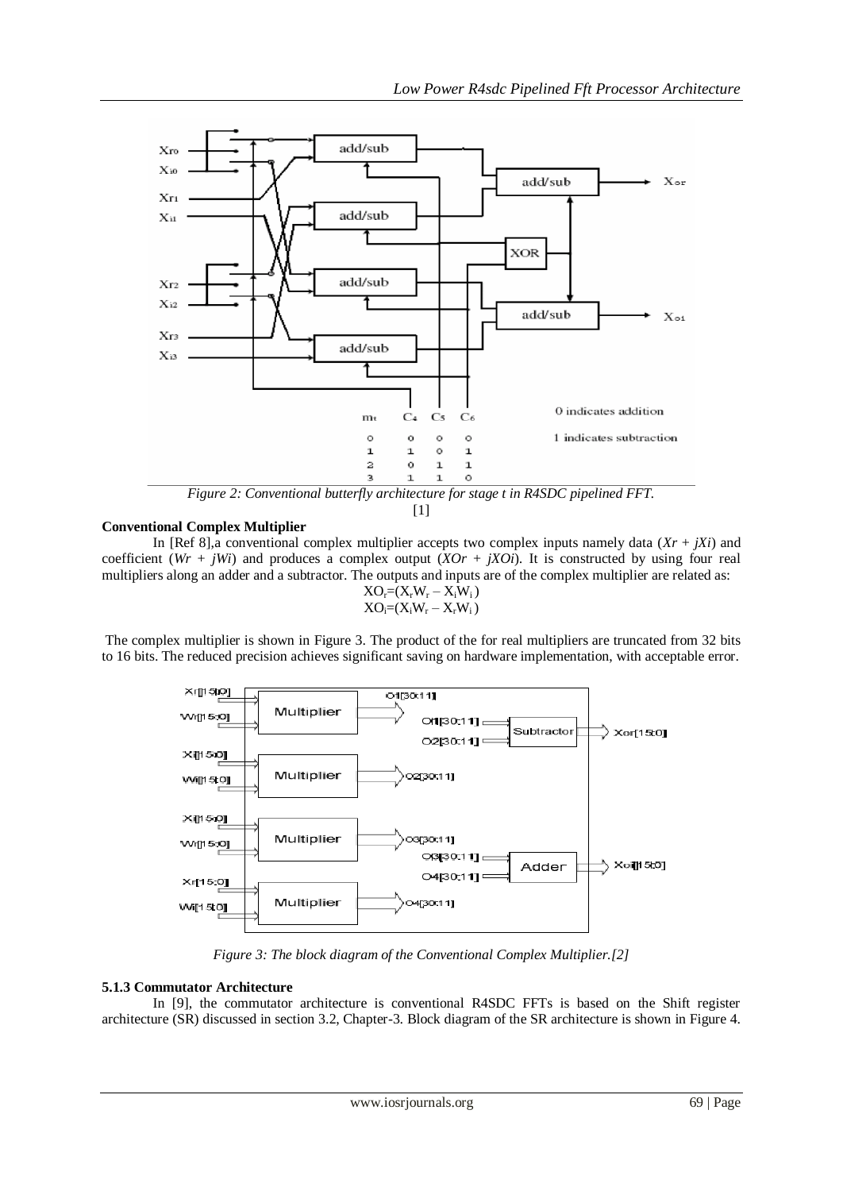*Figure 2: Conventional butterfly architecture for stage t in R4SDC pipelined FFT.*

[1]

**Conventional Complex Multiplier**

In [Ref 8],a conventional complex multiplier accepts two complex inputs namely data (*Xr + jXi*) and coefficient (*Wr + jWi*) and produces a complex output (*XOr + jXOi*). It is constructed by using four real multipliers along an adder and a subtractor. The outputs and inputs are of the complex multiplier are related as:

$$XO_r=(X_rW_r - X_iW_i)$$
$$XO_i=(X_iW_r - X_rW_i)$$

The complex multiplier is shown in Figure 3. The product of the for real multipliers are truncated from 32 bits to 16 bits. The reduced precision achieves significant saving on hardware implementation, with acceptable error.

*Figure 3: The block diagram of the Conventional Complex Multiplier.[2]*

### 5.1.3 Commutator Architecture

In [9], the commutator architecture is conventional R4SDC FFTs is based on the Shift register architecture (SR) discussed in section 3.2, Chapter-3. Block diagram of the SR architecture is shown in Figure 4.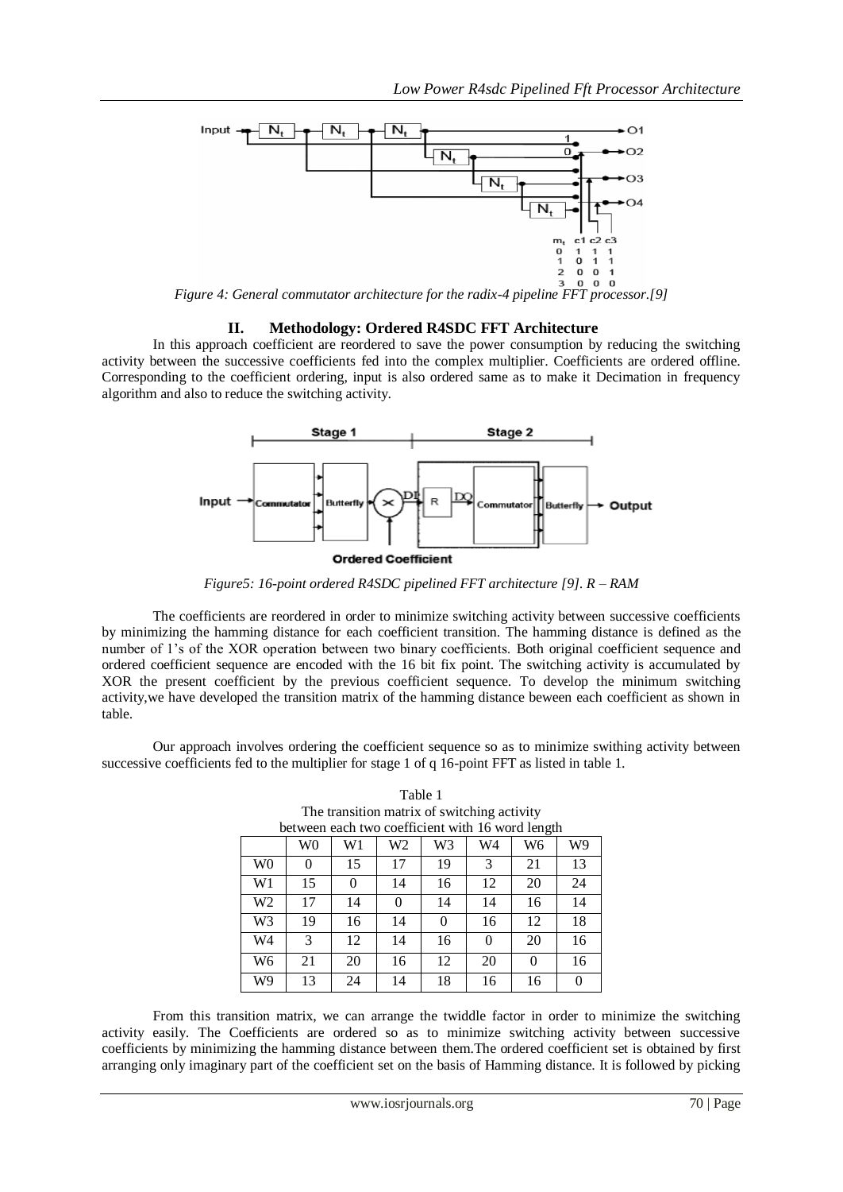*Figure 4: General commutator architecture for the radix-4 pipeline FFT processor.[9]*

## II. Methodology: Ordered R4SDC FFT Architecture

In this approach coefficient are reordered to save the power consumption by reducing the switching activity between the successive coefficients fed into the complex multiplier. Coefficients are ordered offline. Corresponding to the coefficient ordering, input is also ordered same as to make it Decimation in frequency algorithm and also to reduce the switching activity.

*Figure5: 16-point ordered R4SDC pipelined FFT architecture [9]. R – RAM*

The coefficients are reordered in order to minimize switching activity between successive coefficients by minimizing the hamming distance for each coefficient transition. The hamming distance is defined as the number of 1's of the XOR operation between two binary coefficients. Both original coefficient sequence and ordered coefficient sequence are encoded with the 16 bit fix point. The switching activity is accumulated by XOR the present coefficient by the previous coefficient sequence. To develop the minimum switching activity,we have developed the transition matrix of the hamming distance beween each coefficient as shown in table.

Our approach involves ordering the coefficient sequence so as to minimize swithing activity between successive coefficients fed to the multiplier for stage 1 of q 16-point FFT as listed in table 1.

Table 1
The transition matrix of switching activity between each two coefficient with 16 word length

| | W0 | W1 | W2 | W3 | W4 | W6 | W9 |
|---|---|---|---|---|---|---|---|
| W0 | 0 | 15 | 17 | 19 | 3 | 21 | 13 |
| W1 | 15 | 0 | 14 | 16 | 12 | 20 | 24 |
| W2 | 17 | 14 | 0 | 14 | 14 | 16 | 14 |
| W3 | 19 | 16 | 14 | 0 | 16 | 12 | 18 |
| W4 | 3 | 12 | 14 | 16 | 0 | 20 | 16 |
| W6 | 21 | 20 | 16 | 12 | 20 | 0 | 16 |
| W9 | 13 | 24 | 14 | 18 | 16 | 16 | 0 |

From this transition matrix, we can arrange the twiddle factor in order to minimize the switching activity easily. The Coefficients are ordered so as to minimize switching activity between successive coefficients by minimizing the hamming distance between them.The ordered coefficient set is obtained by first arranging only imaginary part of the coefficient set on the basis of Hamming distance. It is followed by picking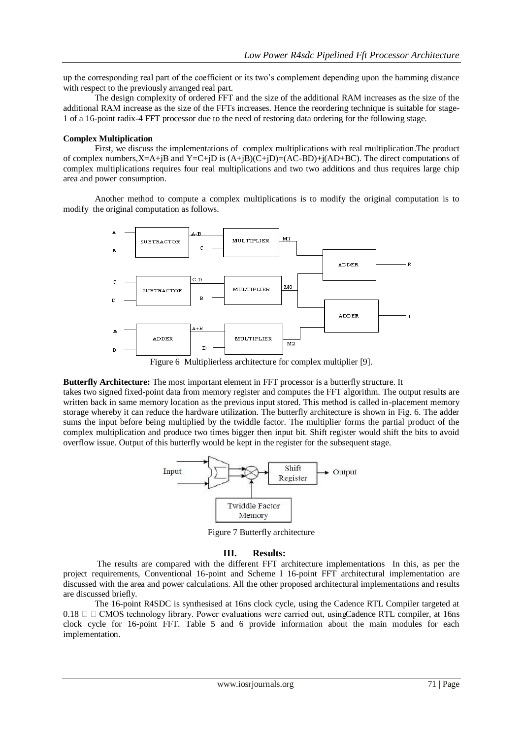up the corresponding real part of the coefficient or its two's complement depending upon the hamming distance with respect to the previously arranged real part.

The design complexity of ordered FFT and the size of the additional RAM increases as the size of the additional RAM increase as the size of the FFTs increases. Hence the reordering technique is suitable for stage-1 of a 16-point radix-4 FFT processor due to the need of restoring data ordering for the following stage.

**Complex Multiplication**

First, we discuss the implementations of complex multiplications with real multiplication.The product of complex numbers,X=A+jB and Y=C+jD is (A+jB)(C+jD)=(AC-BD)+j(AD+BC). The direct computations of complex multiplications requires four real multiplications and two two additions and thus requires large chip area and power consumption.

Another method to compute a complex multiplications is to modify the original computation is to modify the original computation as follows.

Figure 6 Multiplierless architecture for complex multiplier [9].

**Butterfly Architecture:** The most important element in FFT processor is a butterfly structure. It takes two signed fixed-point data from memory register and computes the FFT algorithm. The output results are written back in same memory location as the previous input stored. This method is called in-placement memory storage whereby it can reduce the hardware utilization. The butterfly architecture is shown in Fig. 6. The adder sums the input before being multiplied by the twiddle factor. The multiplier forms the partial product of the complex multiplication and produce two times bigger then input bit. Shift register would shift the bits to avoid overflow issue. Output of this butterfly would be kept in the register for the subsequent stage.

Figure 7 Butterfly architecture

## III. Results:

The results are compared with the different FFT architecture implementations In this, as per the project requirements, Conventional 16-point and Scheme I 16-point FFT architectural implementation are discussed with the area and power calculations. All the other proposed architectural implementations and results are discussed briefly.

The 16-point R4SDC is synthesised at 16ns clock cycle, using the Cadence RTL Compiler targeted at 0.18 CMOS technology library. Power evaluations were carried out, usingCadence RTL compiler, at 16ns clock cycle for 16-point FFT. Table 5 and 6 provide information about the main modules for each implementation.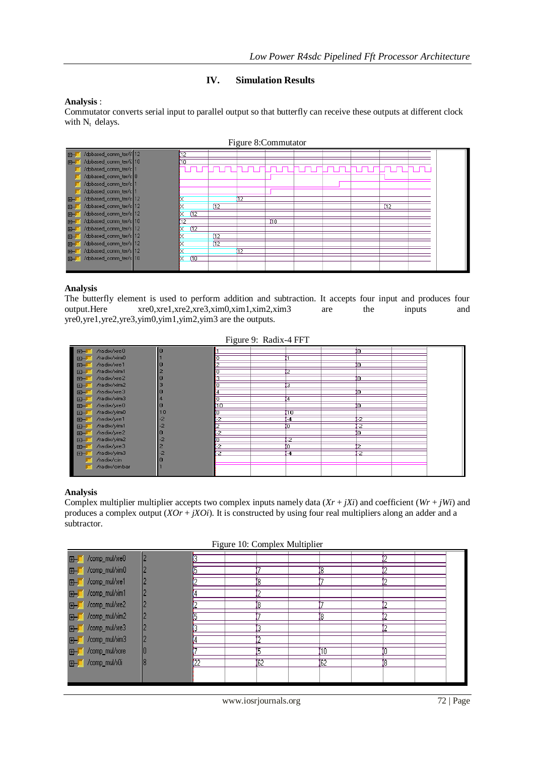## IV. Simulation Results

**Analysis** :
Commutator converts serial input to parallel output so that butterfly can receive these outputs at different clock with $N_t$ delays.

Figure 8:Commutator

**Analysis**
The butterfly element is used to perform addition and subtraction. It accepts four input and produces four output.Here xre0,xre1,xre2,xre3,xim0,xim1,xim2,xim3 are the inputs and yre0,yre1,yre2,yre3,yim0,yim1,yim2,yim3 are the outputs.

Figure 9: Radix-4 FFT

**Analysis**
Complex multiplier multiplier accepts two complex inputs namely data (*Xr* + *jXi*) and coefficient (*Wr* + *jWi*) and produces a complex output (*XOr* + *jXOi*). It is constructed by using four real multipliers along an adder and a subtractor.

Figure 10: Complex Multiplier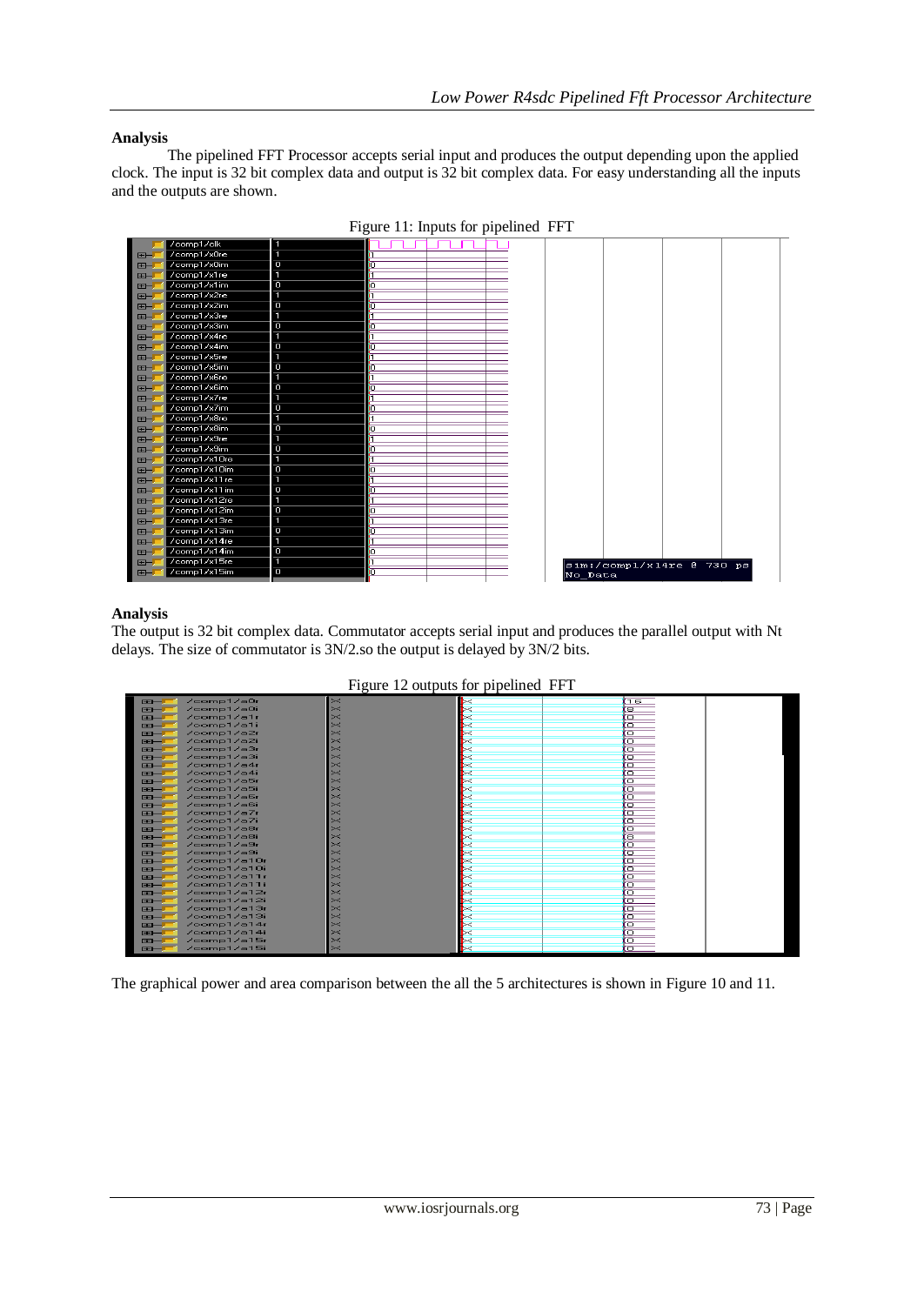## Analysis

The pipelined FFT Processor accepts serial input and produces the output depending upon the applied clock. The input is 32 bit complex data and output is 32 bit complex data. For easy understanding all the inputs and the outputs are shown.

Figure 11: Inputs for pipelined FFT

## Analysis

The output is 32 bit complex data. Commutator accepts serial input and produces the parallel output with Nt delays. The size of commutator is 3N/2.so the output is delayed by 3N/2 bits.

Figure 12 outputs for pipelined FFT

The graphical power and area comparison between the all the 5 architectures is shown in Figure 10 and 11.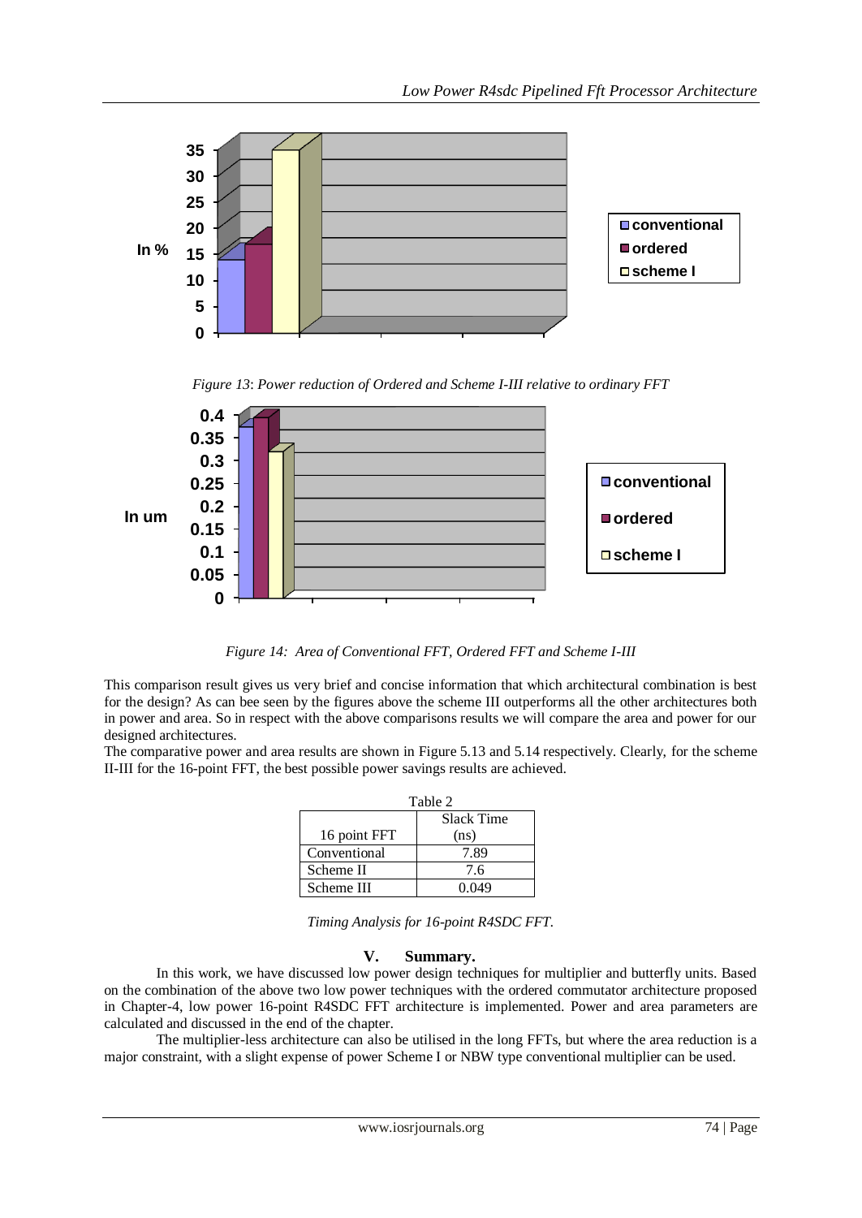*Figure 13*: *Power reduction of Ordered and Scheme I-III relative to ordinary FFT*

*Figure 14: Area of Conventional FFT, Ordered FFT and Scheme I-III*

This comparison result gives us very brief and concise information that which architectural combination is best for the design? As can bee seen by the figures above the scheme III outperforms all the other architectures both in power and area. So in respect with the above comparisons results we will compare the area and power for our designed architectures.

The comparative power and area results are shown in Figure 5.13 and 5.14 respectively. Clearly, for the scheme II-III for the 16-point FFT, the best possible power savings results are achieved.

Table 2

| 16 point FFT | Slack Time (ns) |
|---|---|
| Conventional | 7.89 |
| Scheme II | 7.6 |
| Scheme III | 0.049 |

*Timing Analysis for 16-point R4SDC FFT.*

## V. Summary.

In this work, we have discussed low power design techniques for multiplier and butterfly units. Based on the combination of the above two low power techniques with the ordered commutator architecture proposed in Chapter-4, low power 16-point R4SDC FFT architecture is implemented. Power and area parameters are calculated and discussed in the end of the chapter.

The multiplier-less architecture can also be utilised in the long FFTs, but where the area reduction is a major constraint, with a slight expense of power Scheme I or NBW type conventional multiplier can be used.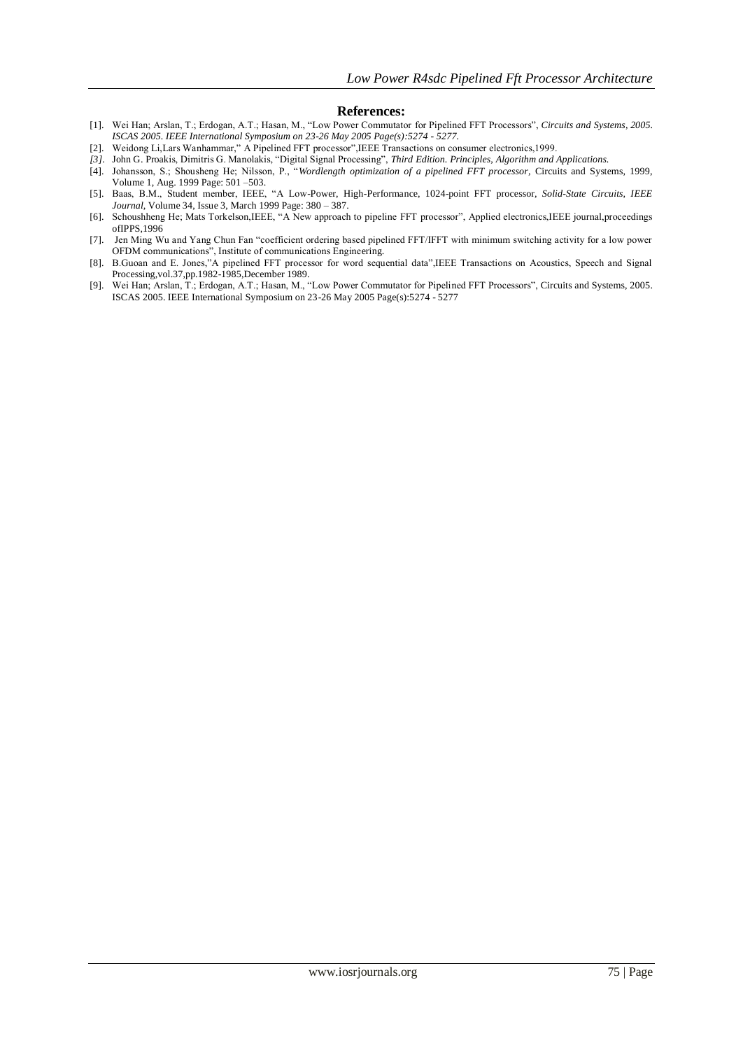## References:

[1]. Wei Han; Arslan, T.; Erdogan, A.T.; Hasan, M., "Low Power Commutator for Pipelined FFT Processors", *Circuits and Systems, 2005. ISCAS 2005. IEEE International Symposium on 23-26 May 2005 Page(s):5274 - 5277.*

[2]. Weidong Li,Lars Wanhammar," A Pipelined FFT processor",IEEE Transactions on consumer electronics,1999.

*[3].* John G. Proakis, Dimitris G. Manolakis, "Digital Signal Processing", *Third Edition. Principles, Algorithm and Applications.*

[4]. Johansson, S.; Shousheng He; Nilsson, P., "*Wordlength optimization of a pipelined FFT processor,* Circuits and Systems, 1999, Volume 1, Aug. 1999 Page: 501 –503.

[5]. Baas, B.M., Student member, IEEE, "A Low-Power, High-Performance, 1024-point FFT processor, *Solid-State Circuits, IEEE Journal,* Volume 34, Issue 3, March 1999 Page: 380 – 387.

[6]. Schoushheng He; Mats Torkelson,IEEE, "A New approach to pipeline FFT processor", Applied electronics,IEEE journal,proceedings ofIPPS,1996

[7]. Jen Ming Wu and Yang Chun Fan "coefficient ordering based pipelined FFT/IFFT with minimum switching activity for a low power OFDM communications", Institute of communications Engineering.

[8]. B.Guoan and E. Jones,"A pipelined FFT processor for word sequential data",IEEE Transactions on Acoustics, Speech and Signal Processing,vol.37,pp.1982-1985,December 1989.

[9]. Wei Han; Arslan, T.; Erdogan, A.T.; Hasan, M., "Low Power Commutator for Pipelined FFT Processors", Circuits and Systems, 2005. ISCAS 2005. IEEE International Symposium on 23-26 May 2005 Page(s):5274 - 5277